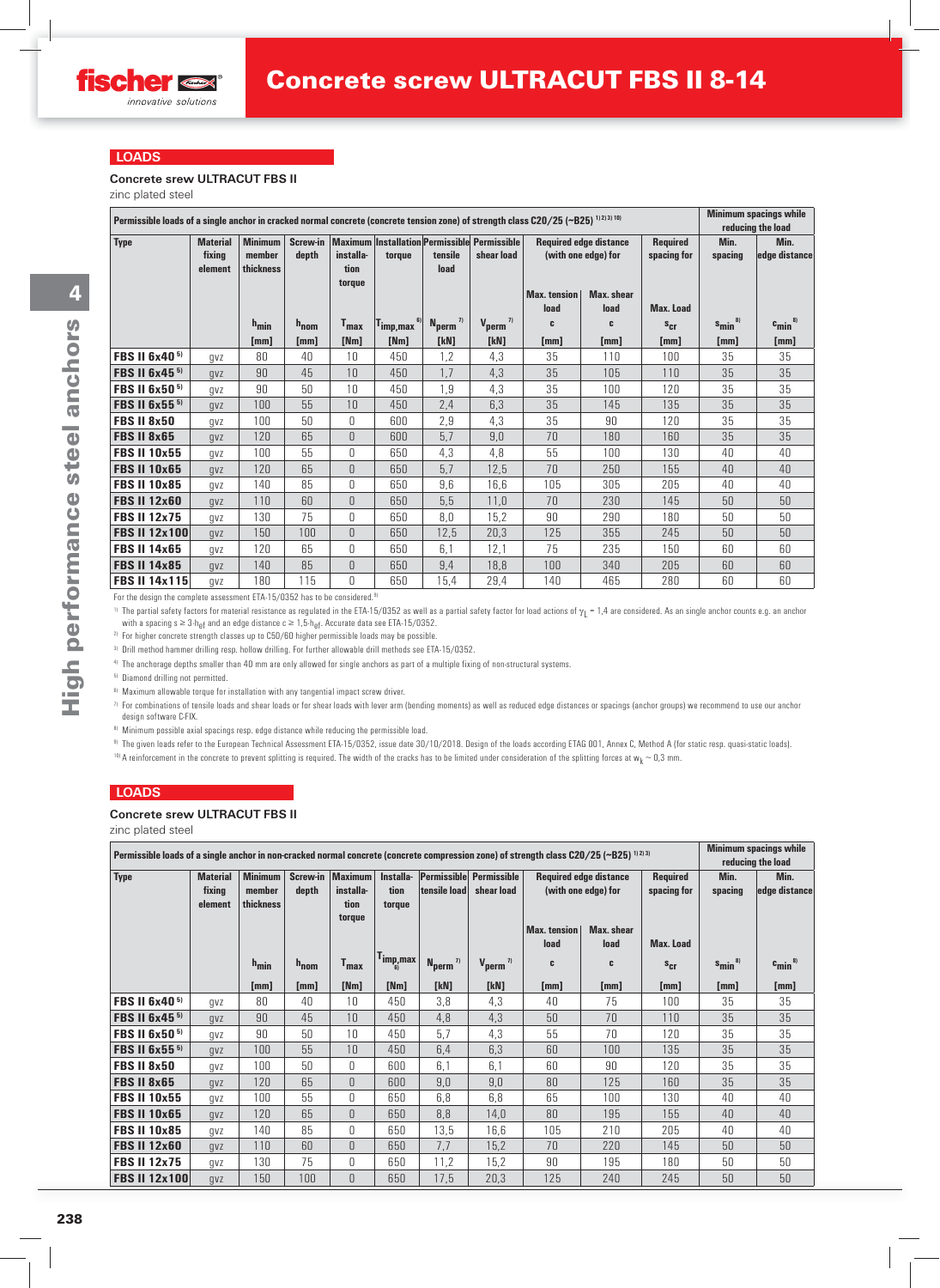# Concrete screw ULTRACUT FBS II 8-14

## LOADS

### Concrete srew ULTRACUT FBS II

zinc plated steel

| Permissible loads of a single anchor in cracked normal concrete (concrete tension zone) of strength class C20/25 (~B25) [1)2)3)10)] | | | | | | | | | | | Minimum spacings while reducing the load | |
|---|---|---|---|---|---|---|---|---|---|---|---|---|
| Type | Material fixing element | Minimum member thickness | Screw-in depth | Maximum installation torque | Installation torque | Permissible tensile load | Permissible shear load | Required edge distance (with one edge) for | | Required spacing for | Min. spacing | Min. edge distance |
| | | | | | | | | Max. tension load | Max. shear load | Max. Load | | |
| | | $h_{min}$ | $h_{nom}$ | $T_{max}$ | $T_{imp,max}$ [6)] | $N_{perm}$ [7)] | $V_{perm}$ [7)] | c | c | $s_{cr}$ | $s_{min}$ [8)] | $c_{min}$ [8)] |
| | | [mm] | [mm] | [Nm] | [Nm] | [kN] | [kN] | [mm] | [mm] | [mm] | [mm] | [mm] |
| **FBS II 6x40 [5)]** | gvz | 80 | 40 | 10 | 450 | 1,2 | 4,3 | 35 | 110 | 100 | 35 | 35 |
| **FBS II 6x45 [5)]** | gvz | 90 | 45 | 10 | 450 | 1,7 | 4,3 | 35 | 105 | 110 | 35 | 35 |
| **FBS II 6x50 [5)]** | gvz | 90 | 50 | 10 | 450 | 1,9 | 4,3 | 35 | 100 | 120 | 35 | 35 |
| **FBS II 6x55 [5)]** | gvz | 100 | 55 | 10 | 450 | 2,4 | 6,3 | 35 | 145 | 135 | 35 | 35 |
| **FBS II 8x50** | gvz | 100 | 50 | 0 | 600 | 2,9 | 4,3 | 35 | 90 | 120 | 35 | 35 |
| **FBS II 8x65** | gvz | 120 | 65 | 0 | 600 | 5,7 | 9,0 | 70 | 180 | 160 | 35 | 35 |
| **FBS II 10x55** | gvz | 100 | 55 | 0 | 650 | 4,3 | 4,8 | 55 | 100 | 130 | 40 | 40 |
| **FBS II 10x65** | gvz | 120 | 65 | 0 | 650 | 5,7 | 12,5 | 70 | 250 | 155 | 40 | 40 |
| **FBS II 10x85** | gvz | 140 | 85 | 0 | 650 | 9,6 | 16,6 | 105 | 305 | 205 | 40 | 40 |
| **FBS II 12x60** | gvz | 110 | 60 | 0 | 650 | 5,5 | 11,0 | 70 | 230 | 145 | 50 | 50 |
| **FBS II 12x75** | gvz | 130 | 75 | 0 | 650 | 8,0 | 15,2 | 90 | 290 | 180 | 50 | 50 |
| **FBS II 12x100** | gvz | 150 | 100 | 0 | 650 | 12,5 | 20,3 | 125 | 355 | 245 | 50 | 50 |
| **FBS II 14x65** | gvz | 120 | 65 | 0 | 650 | 6,1 | 12,1 | 75 | 235 | 150 | 60 | 60 |
| **FBS II 14x85** | gvz | 140 | 85 | 0 | 650 | 9,4 | 18,8 | 100 | 340 | 205 | 60 | 60 |
| **FBS II 14x115** | gvz | 180 | 115 | 0 | 650 | 15,4 | 29,4 | 140 | 465 | 280 | 60 | 60 |

For the design the complete assessment ETA-15/0352 has to be considered.[9)]

[1)] The partial safety factors for material resistance as regulated in the ETA-15/0352 as well as a partial safety factor for load actions of $\gamma_L$ = 1,4 are considered. As an single anchor counts e.g. an anchor with a spacing $s \geq 3 \cdot h_{ef}$ and an edge distance $c \geq 1{,}5 \cdot h_{ef}$. Accurate data see ETA-15/0352.

[2)] For higher concrete strength classes up to C50/60 higher permissible loads may be possible.

[3)] Drill method hammer drilling resp. hollow drilling. For further allowable drill methods see ETA-15/0352.

[4)] The anchorage depths smaller than 40 mm are only allowed for single anchors as part of a multiple fixing of non-structural systems.

[5)] Diamond drilling not permitted.

[6)] Maximum allowable torque for installation with any tangential impact screw driver.

[7)] For combinations of tensile loads and shear loads or for shear loads with lever arm (bending moments) as well as reduced edge distances or spacings (anchor groups) we recommend to use our anchor design software C-FIX.

[8)] Minimum possible axial spacings resp. edge distance while reducing the permissible load.

[9)] The given loads refer to the European Technical Assessment ETA-15/0352, issue date 30/10/2018. Design of the loads according ETAG 001, Annex C, Method A (for static resp. quasi-static loads).

[10)] A reinforcement in the concrete to prevent splitting is required. The width of the cracks has to be limited under consideration of the splitting forces at $w_k \sim 0{,}3$ mm.

## LOADS

### Concrete srew ULTRACUT FBS II

zinc plated steel

| Permissible loads of a single anchor in non-cracked normal concrete (concrete compression zone) of strength class C20/25 (~B25) [1)2)3)] | | | | | | | | | | | Minimum spacings while reducing the load | |
|---|---|---|---|---|---|---|---|---|---|---|---|---|
| Type | Material fixing element | Minimum member thickness | Screw-in depth | Maximum installation torque | Installation torque | Permissible tensile load | Permissible shear load | Required edge distance (with one edge) for | | Required spacing for | Min. spacing | Min. edge distance |
| | | | | | | | | Max. tension load | Max. shear load | Max. Load | | |
| | | $h_{min}$ | $h_{nom}$ | $T_{max}$ | $T_{imp,max}$ [6)] | $N_{perm}$ [7)] | $V_{perm}$ [7)] | c | c | $s_{cr}$ | $s_{min}$ [8)] | $c_{min}$ [8)] |
| | | [mm] | [mm] | [Nm] | [Nm] | [kN] | [kN] | [mm] | [mm] | [mm] | [mm] | [mm] |
| **FBS II 6x40 [5)]** | gvz | 80 | 40 | 10 | 450 | 3,8 | 4,3 | 40 | 75 | 100 | 35 | 35 |
| **FBS II 6x45 [5)]** | gvz | 90 | 45 | 10 | 450 | 4,8 | 4,3 | 50 | 70 | 110 | 35 | 35 |
| **FBS II 6x50 [5)]** | gvz | 90 | 50 | 10 | 450 | 5,7 | 4,3 | 55 | 70 | 120 | 35 | 35 |
| **FBS II 6x55 [5)]** | gvz | 100 | 55 | 10 | 450 | 6,4 | 6,3 | 60 | 100 | 135 | 35 | 35 |
| **FBS II 8x50** | gvz | 100 | 50 | 0 | 600 | 6,1 | 6,1 | 60 | 90 | 120 | 35 | 35 |
| **FBS II 8x65** | gvz | 120 | 65 | 0 | 600 | 9,0 | 9,0 | 80 | 125 | 160 | 35 | 35 |
| **FBS II 10x55** | gvz | 100 | 55 | 0 | 650 | 6,8 | 6,8 | 65 | 100 | 130 | 40 | 40 |
| **FBS II 10x65** | gvz | 120 | 65 | 0 | 650 | 8,8 | 14,0 | 80 | 195 | 155 | 40 | 40 |
| **FBS II 10x85** | gvz | 140 | 85 | 0 | 650 | 13,5 | 16,6 | 105 | 210 | 205 | 40 | 40 |
| **FBS II 12x60** | gvz | 110 | 60 | 0 | 650 | 7,7 | 15,2 | 70 | 220 | 145 | 50 | 50 |
| **FBS II 12x75** | gvz | 130 | 75 | 0 | 650 | 11,2 | 15,2 | 90 | 195 | 180 | 50 | 50 |
| **FBS II 12x100** | gvz | 150 | 100 | 0 | 650 | 17,5 | 20,3 | 125 | 240 | 245 | 50 | 50 |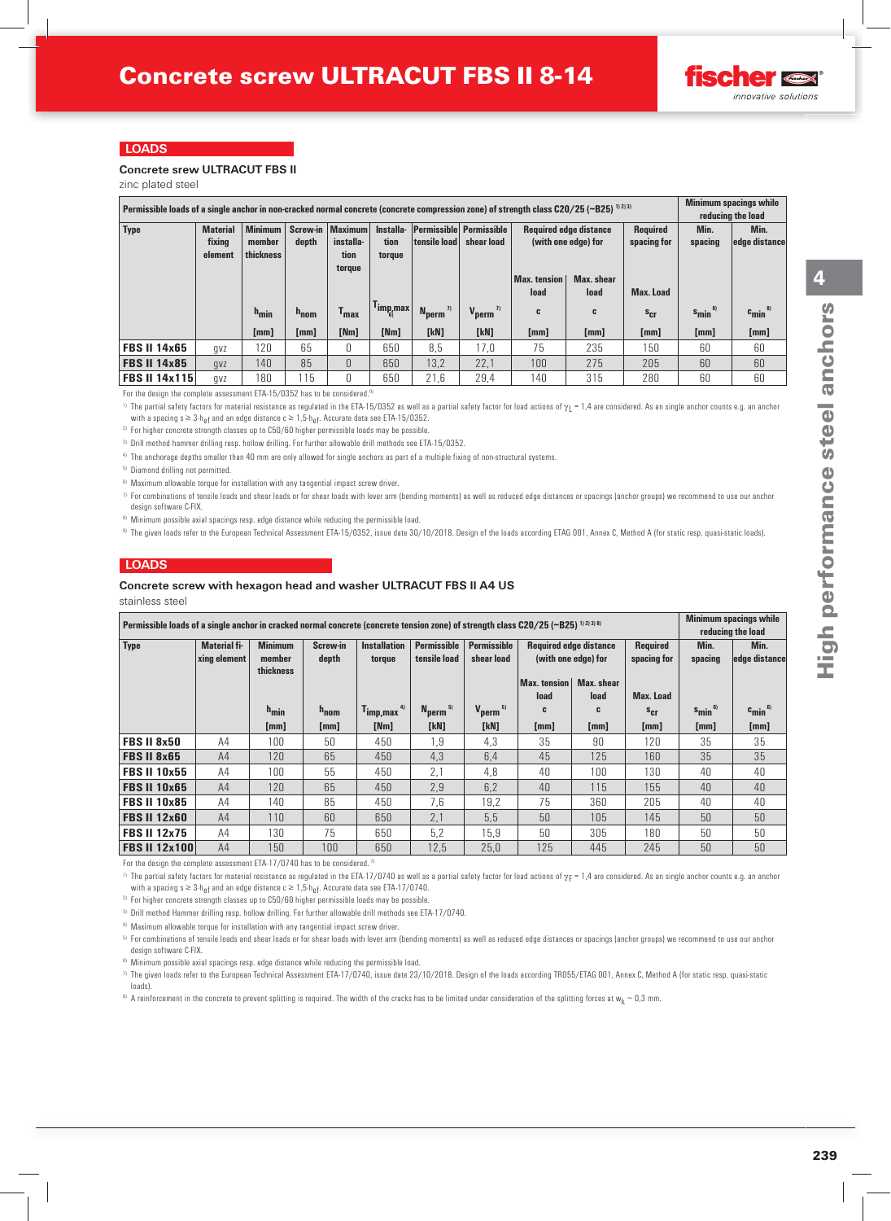# Concrete screw ULTRACUT FBS II 8-14

## LOADS

### Concrete srew ULTRACUT FBS II

zinc plated steel

| Permissible loads of a single anchor in non-cracked normal concrete (concrete compression zone) of strength class C20/25 (~B25) [1) 2) 3)] | | | | | | | | | | | | Minimum spacings while reducing the load | |
|---|---|---|---|---|---|---|---|---|---|---|---|---|---|
| Type | Material fixing element | Minimum member thickness | Screw-in depth | Maximum installation torque | Installation torque | Permissible tensile load | Permissible shear load | Required edge distance (with one edge) for | | Required spacing for | | Min. spacing | Min. edge distance |
| | | | | | | | | Max. tension load | Max. shear load | Max. Load | | | |
| | | $h_{min}$ | $h_{nom}$ | $T_{max}$ | $T_{imp,max}$ [6)] | $N_{perm}$ [7)] | $V_{perm}$ [7)] | c | c | $s_{cr}$ | | $s_{min}$ [8)] | $c_{min}$ [8)] |
| | | [mm] | [mm] | [Nm] | [Nm] | [kN] | [kN] | [mm] | [mm] | [mm] | | [mm] | [mm] |
| **FBS II 14x65** | gvz | 120 | 65 | 0 | 650 | 8,5 | 17,0 | 75 | 235 | 150 | | 60 | 60 |
| **FBS II 14x85** | gvz | 140 | 85 | 0 | 650 | 13,2 | 22,1 | 100 | 275 | 205 | | 60 | 60 |
| **FBS II 14x115** | gvz | 180 | 115 | 0 | 650 | 21,6 | 29,4 | 140 | 315 | 280 | | 60 | 60 |

For the design the complete assessment ETA-15/0352 has to be considered.[9)]

[1)] The partial safety factors for material resistance as regulated in the ETA-15/0352 as well as a partial safety factor for load actions of $\gamma_L = 1,4$ are considered. As an single anchor counts e.g. an anchor with a spacing $s \geq 3 \cdot h_{ef}$ and an edge distance $c \geq 1,5 \cdot h_{ef}$. Accurate data see ETA-15/0352.

[2)] For higher concrete strength classes up to C50/60 higher permissible loads may be possible.

[3)] Drill method hammer drilling resp. hollow drilling. For further allowable drill methods see ETA-15/0352.

[4)] The anchorage depths smaller than 40 mm are only allowed for single anchors as part of a multiple fixing of non-structural systems.

[5)] Diamond drilling not permitted.

[6)] Maximum allowable torque for installation with any tangential impact screw driver.

[7)] For combinations of tensile loads and shear loads or for shear loads with lever arm (bending moments) as well as reduced edge distances or spacings (anchor groups) we recommend to use our anchor design software C-FIX.

[8)] Minimum possible axial spacings resp. edge distance while reducing the permissible load.

[9)] The given loads refer to the European Technical Assessment ETA-15/0352, issue date 30/10/2018. Design of the loads according ETAG 001, Annex C, Method A (for static resp. quasi-static loads).

## LOADS

### Concrete screw with hexagon head and washer ULTRACUT FBS II A4 US

stainless steel

| Permissible loads of a single anchor in cracked normal concrete (concrete tension zone) of strength class C20/25 (~B25) [1) 2) 3) 8)] | | | | | | | | | | Minimum spacings while reducing the load | |
|---|---|---|---|---|---|---|---|---|---|---|---|
| Type | Material fixing element | Minimum member thickness | Screw-in depth | Installation torque | Permissible tensile load | Permissible shear load | Required edge distance (with one edge) for | | Required spacing for | Min. spacing | Min. edge distance |
| | | | | | | | Max. tension load | Max. shear load | Max. Load | | |
| | | $h_{min}$ | $h_{nom}$ | $T_{imp,max}$ [4)] | $N_{perm}$ [5)] | $V_{perm}$ [5)] | c | c | $s_{cr}$ | $s_{min}$ [6)] | $c_{min}$ [6)] |
| | | [mm] | [mm] | [Nm] | [kN] | [kN] | [mm] | [mm] | [mm] | [mm] | [mm] |
| **FBS II 8x50** | A4 | 100 | 50 | 450 | 1,9 | 4,3 | 35 | 90 | 120 | 35 | 35 |
| **FBS II 8x65** | A4 | 120 | 65 | 450 | 4,3 | 6,4 | 45 | 125 | 160 | 35 | 35 |
| **FBS II 10x55** | A4 | 100 | 55 | 450 | 2,1 | 4,8 | 40 | 100 | 130 | 40 | 40 |
| **FBS II 10x65** | A4 | 120 | 65 | 450 | 2,9 | 6,2 | 40 | 115 | 155 | 40 | 40 |
| **FBS II 10x85** | A4 | 140 | 85 | 450 | 7,6 | 19,2 | 75 | 360 | 205 | 40 | 40 |
| **FBS II 12x60** | A4 | 110 | 60 | 650 | 2,1 | 5,5 | 50 | 105 | 145 | 50 | 50 |
| **FBS II 12x75** | A4 | 130 | 75 | 650 | 5,2 | 15,9 | 50 | 305 | 180 | 50 | 50 |
| **FBS II 12x100** | A4 | 150 | 100 | 650 | 12,5 | 25,0 | 125 | 445 | 245 | 50 | 50 |

For the design the complete assessment ETA-17/0740 has to be considered.[7)]

[1)] The partial safety factors for material resistance as regulated in the ETA-17/0740 as well as a partial safety factor for load actions of $\gamma_F = 1,4$ are considered. As an single anchor counts e.g. an anchor with a spacing $s \geq 3 \cdot h_{ef}$ and an edge distance $c \geq 1,5 \cdot h_{ef}$. Accurate data see ETA-17/0740.

[2)] For higher concrete strength classes up to C50/60 higher permissible loads may be possible.

[3)] Drill method Hammer drilling resp. hollow drilling. For further allowable drill methods see ETA-17/0740.

[4)] Maximum allowable torque for installation with any tangential impact screw driver.

[5)] For combinations of tensile loads and shear loads or for shear loads with lever arm (bending moments) as well as reduced edge distances or spacings (anchor groups) we recommend to use our anchor design software C-FIX.

[6)] Minimum possible axial spacings resp. edge distance while reducing the permissible load.

[7)] The given loads refer to the European Technical Assessment ETA-17/0740, issue date 23/10/2018. Design of the loads according TR055/ETAG 001, Annex C, Method A (for static resp. quasi-static loads).

[8)] A reinforcement in the concrete to prevent splitting is required. The width of the cracks has to be limited under consideration of the splitting forces at $w_k \sim 0,3$ mm.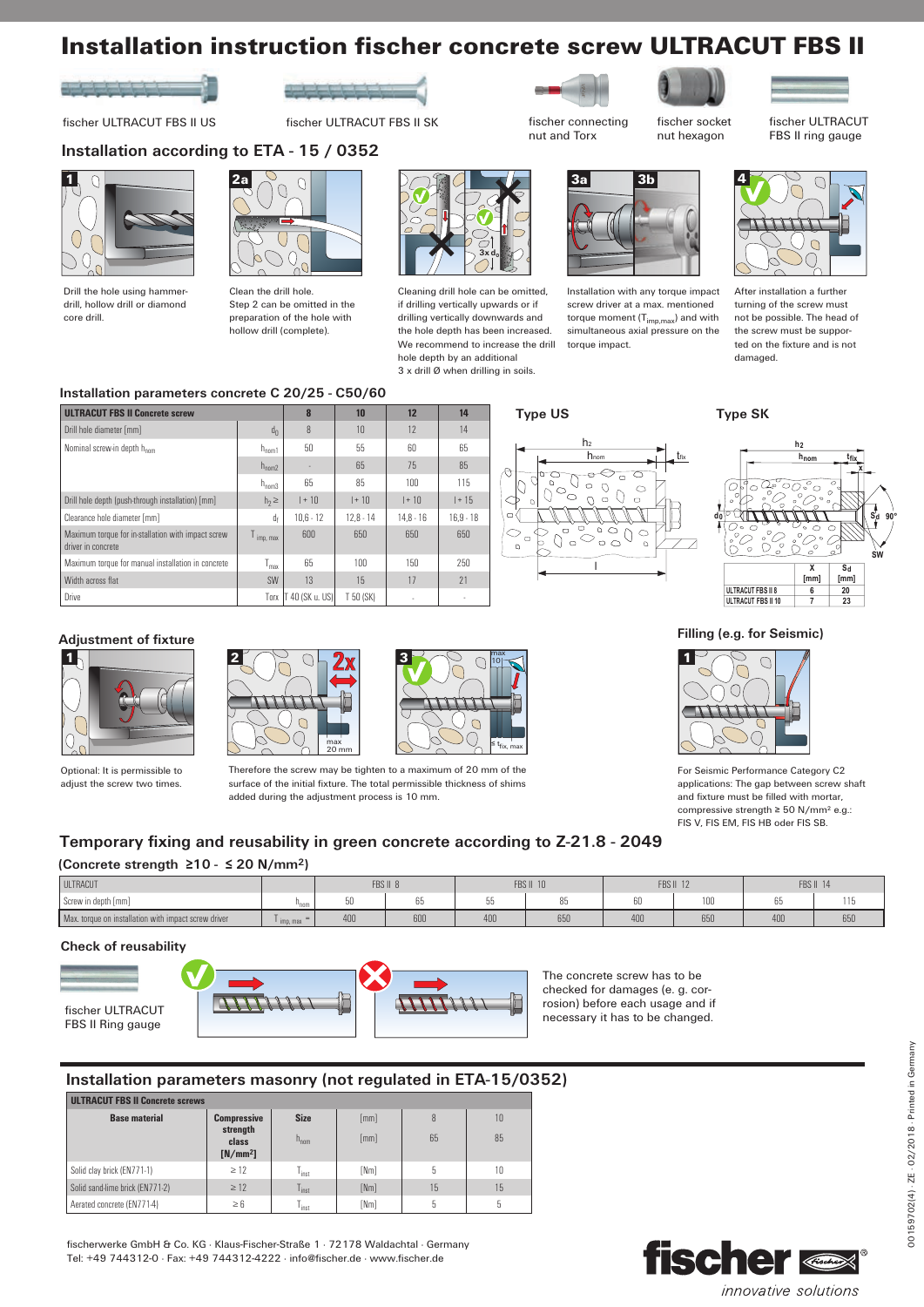# Installation instruction fischer concrete screw ULTRACUT FBS II

fischer ULTRACUT FBS II US

fischer ULTRACUT FBS II SK

fischer connecting nut and Torx

fischer socket nut hexagon

fischer ULTRACUT FBS II ring gauge

## Installation according to ETA - 15 / 0352

1 – Drill the hole using hammer-drill, hollow drill or diamond core drill.

2a – Clean the drill hole. Step 2 can be omitted in the preparation of the hole with hollow drill (complete).

Cleaning drill hole can be omitted, if drilling vertically upwards or if drilling vertically downwards and the hole depth has been increased. We recommend to increase the drill hole depth by an additional 3 x drill Ø when drilling in soils.

3a / 3b – Installation with any torque impact screw driver at a max. mentioned torque moment ($T_{imp,max}$) and with simultaneous axial pressure on the torque impact.

4 – After installation a further turning of the screw must not be possible. The head of the screw must be supported on the fixture and is not damaged.

### Installation parameters concrete C 20/25 - C50/60

| ULTRACUT FBS II Concrete screw | | 8 | 10 | 12 | 14 |
|---|---|---|---|---|---|
| Drill hole diameter [mm] | $d_0$ | 8 | 10 | 12 | 14 |
| Nominal screw-in depth $h_{nom}$ | $h_{nom1}$ | 50 | 55 | 60 | 65 |
| | $h_{nom2}$ | - | 65 | 75 | 85 |
| | $h_{nom3}$ | 65 | 85 | 100 | 115 |
| Drill hole depth (push-through installation) [mm] | $h_2 \geq$ | l + 10 | l + 10 | l + 10 | l + 15 |
| Clearance hole diameter [mm] | $d_f$ | 10,6 - 12 | 12,8 - 14 | 14,8 - 16 | 16,9 - 18 |
| Maximum torque for in-stallation with impact screw driver in concrete | $T_{imp,max}$ | 600 | 650 | 650 | 650 |
| Maximum torque for manual installation in concrete | $T_{max}$ | 65 | 100 | 150 | 250 |
| Width across flat | SW | 13 | 15 | 17 | 21 |
| Drive | Torx | T 40 (SK u. US) | T 50 (SK) | - | - |

**Type US**

$h_2$, $h_{nom}$, $t_{fix}$, l

**Type SK**

$h_2$, $h_{nom}$, $t_{fix}$, x, $d_0$, $S_d$, 90°, SW

| | X [mm] | $S_d$ [mm] |
|---|---|---|
| ULTRACUT FBS II 8 | 6 | 20 |
| ULTRACUT FBS II 10 | 7 | 23 |

### Adjustment of fixture

1 – Optional: It is permissible to adjust the screw two times.

2 (2x, max 20 mm) / 3 (max 10, ≤ $t_{fix,max}$) – Therefore the screw may be tighten to a maximum of 20 mm of the surface of the initial fixture. The total permissible thickness of shims added during the adjustment process is 10 mm.

### Filling (e.g. for Seismic)

1 – For Seismic Performance Category C2 applications: The gap between screw shaft and fixture must be filled with mortar, compressive strength ≥ 50 N/mm² e.g.: FIS V, FIS EM, FIS HB oder FIS SB.

## Temporary fixing and reusability in green concrete according to Z-21.8 - 2049

**(Concrete strength ≥10 - ≤ 20 N/mm²)**

| ULTRACUT | | FBS II 8 | | FBS II 10 | | FBS II 12 | | FBS II 14 | |
|---|---|---|---|---|---|---|---|---|---|
| Screw in depth [mm] | $h_{nom}$ | 50 | 65 | 55 | 85 | 60 | 100 | 65 | 115 |
| Max. torque on installation with impact screw driver | $T_{imp,max}$ = | 400 | 600 | 400 | 650 | 400 | 650 | 400 | 650 |

### Check of reusability

fischer ULTRACUT FBS II Ring gauge

The concrete screw has to be checked for damages (e. g. corrosion) before each usage and if necessary it has to be changed.

## Installation parameters masonry (not regulated in ETA-15/0352)

| ULTRACUT FBS II Concrete screws | | | | | |
|---|---|---|---|---|---|
| Base material | Compressive strength class [N/mm²] | Size | [mm] | 8 | 10 |
| | | $h_{nom}$ | [mm] | 65 | 85 |
| Solid clay brick (EN771-1) | ≥ 12 | $T_{inst}$ | [Nm] | 5 | 10 |
| Solid sand-lime brick (EN771-2) | ≥ 12 | $T_{inst}$ | [Nm] | 15 | 15 |
| Aerated concrete (EN771-4) | ≥ 6 | $T_{inst}$ | [Nm] | 5 | 5 |

fischerwerke GmbH & Co. KG · Klaus-Fischer-Straße 1 · 72178 Waldachtal · Germany
Tel: +49 744312-0 · Fax: +49 744312-4222 · info@fischer.de · www.fischer.de

fischer innovative solutions

00159702(4) · ZE · 02/2018 · Printed in Germany